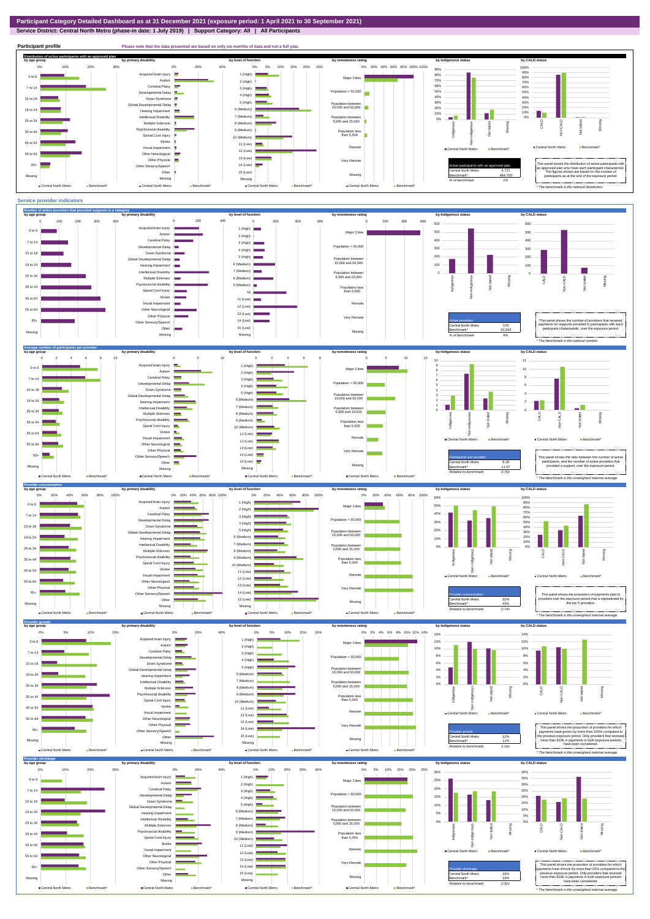# Participant Category Detailed Dashboard as at 31 December 2021 (exposure period: 1 April 2021 to 30 September 2021)

**Service District: Central North Metro (phase-in date: 1 July 2019) | Support Category: All | All Participants**

## Participant profile

Please note that the data presented are based on only six months of data and not a full year.

### Distribution of active participants with an approved plan

| Active participants with an approved plan | |
|---|---|
| Central North Metro | 4,721 |
| Benchmark* | 484,700 |
| % of benchmark | 1% |

This panel shows the distribution of active participants with an approved plan who have each participant characteristic. The figures shown are based on the number of participants as at the end of the exposure period.

* The benchmark is the national distribution.

## Service provider indicators

### Number of active providers that provided supports in a category

| Active providers | |
|---|---|
| Central North Metro | 570 |
| Benchmark* | 10,043 |
| % of benchmark | 6% |

This panel shows the number of providers that received payments for supports provided to participants with each participant characteristic, over the exposure period.

* The benchmark is the national number.

### Average number of participants per provider

| Participants per provider | |
|---|---|
| Central North Metro | 8.28 |
| Benchmark* | 11.07 |
| Relative to benchmark | 0.75x |

This panel shows the ratio between the number of active participants, and the number of active providers that provided a support, over the exposure period.

* The benchmark is the unweighted national average.

### Provider concentration

| Provider concentration | |
|---|---|
| Central North Metro | 32% |
| Benchmark* | 43% |
| Relative to benchmark | 0.74x |

This panel shows the proportion of payments paid to providers over the exposure period that is represented by the top 5 providers.

* The benchmark is the unweighted national average.

### Provider growth

| Provider growth | |
|---|---|
| Central North Metro | 12% |
| Benchmark* | 11% |
| Relative to benchmark | 1.16x |

This panel shows the proportion of providers for which payments have grown by more than 100% compared to the previous exposure period. Only providers that received more than $10k in payments in both exposure periods have been considered.

* The benchmark is the unweighted national average.

### Provider shrinkage

| Provider shrinkage | |
|---|---|
| Central North Metro | 18% |
| Benchmark* | 19% |
| Relative to benchmark | 0.92x |

This panel shows the proportion of providers for which payments have shrunk by more than 25% compared to the previous exposure period. Only providers that received more than $10k in payments in both exposure periods have been considered.

* The benchmark is the unweighted national average.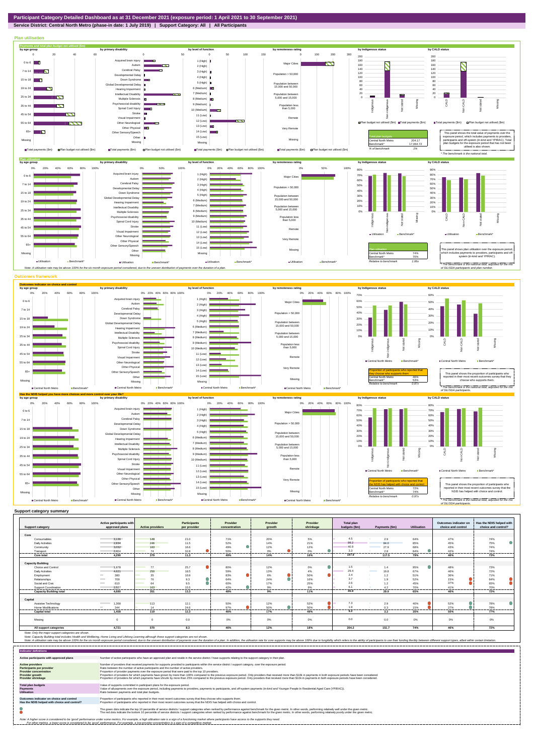# Participant Category Detailed Dashboard as at 31 December 2021 (exposure period: 1 April 2021 to 30 September 2021)

**Service District: Central North Metro (phase-in date: 1 July 2019) | Support Category: All | All Participants**

## Plan utilisation

### Payments and total plan budget not utilised ($m)

| | |
|---|---|
| Total plan budgets | |
| Central North Metro | 204.17 |
| Benchmark* | 17,064.72 |
| % of benchmark | 1% |

This panel shows the total value of payments over the exposure period, which includes payments to providers, participants and off-system (in-kind and YPIRAC). Total plan budgets for the exposure period that has not been utilised is also shown.

* The benchmark is the national total.

### Plan utilisation

| | |
|---|---|
| Plan utilisation | |
| Central North Metro | 74% |
| Benchmark* | 70% |
| Relative to benchmark | 1.06x |

This panel shows plan utilisation over the exposure period, which includes payments to providers, participants and off-system (in-kind and YPIRAC).

* The benchmark is the national total, adjusted for the mix of SIL/SDA participants and plan number.

*Note: A utilisation rate may be above 100% for the six month exposure period considered, due to the uneven distribution of payments over the duration of a plan.*

## Outcomes framework

### Outcomes indicator on choice and control

| | |
|---|---|
| Proportion of participants who reported that they choose who supports them | |
| Central North Metro | 46% |
| Benchmark* | 53% |
| Relative to benchmark | 0.87x |

This panel shows the proportion of participants who reported in their most recent outcomes survey that they choose who supports them.

* The benchmark is the national total, adjusted for the mix of SIL/SDA participants.

### Has the NDIS helped you have more choices and more control over your life?

| | |
|---|---|
| Proportion of participants who reported that the NDIS has helped with choice and control | |
| Central North Metro | 72% |
| Benchmark* | 74% |
| Relative to benchmark | 0.97x |

This panel shows the proportion of participants who reported in their most recent outcomes survey that the NDIS has helped with choice and control.

* The benchmark is the national total, adjusted for the mix of SIL/SDA participants.

## Support category summary

| Support category | Active participants with approved plans | Active providers | Participants per provider | Provider concentration | Provider growth | Provider shrinkage | Total plan budgets ($m) | Payments ($m) | Utilisation | Outcomes indicator on choice and control | Has the NDIS helped with choice and control? |
|---|---|---|---|---|---|---|---|---|---|---|---|
| **Core** | | | | | | | | | | | |
| Consumables | 3,136 | 149 | 21.0 | 71% | 20% | 5% | 4.5 | 2.9 | 64% | 47% | 74% |
| Daily Activities | 2,834 | 246 | 11.5 | 52% | 14% | 21% | 99.2 | 84.0 | 85% | 45% | 75% |
| Community | 3,032 | 183 | 16.6 | 49% | 12% | 12% | 40.9 | 27.9 | 68% | 43% | 74% |
| Transport | 2,424 | 74 | 32.8 | 50% | 0% | 0% | 3.3 | 2.8 | 84% | 42% | 74% |
| **Core total** | **4,290** | **379** | **11.3** | **49%** | **14%** | **16%** | **147.9** | **117.5** | **79%** | **46%** | **73%** |
| **Capacity Building** | | | | | | | | | | | |
| Choice and Control | 1,978 | 77 | 25.7 | 80% | 12% | 0% | 1.5 | 1.4 | 95% | 48% | 73% |
| Daily Activities | 4,621 | 250 | 18.5 | 59% | 13% | 4% | 29.4 | 19.8 | 67% | 46% | 72% |
| Employment | 380 | 35 | 10.9 | 83% | 6% | 50% | 2.4 | 1.2 | 51% | 36% | 71% |
| Relationships | 709 | 76 | 9.3 | 64% | 24% | 16% | 3.7 | 1.9 | 52% | 15% | 64% |
| Social and Civic | 610 | 64 | 9.5 | 60% | 17% | 25% | 2.6 | 1.2 | 45% | 37% | 65% |
| Support Coordination | 2,527 | 163 | 15.5 | 42% | 9% | 9% | 6.1 | 4.2 | 70% | 41% | 70% |
| **Capacity Building total** | **4,686** | **351** | **13.3** | **46%** | **9%** | **11%** | **46.3** | **29.9** | **65%** | **46%** | **72%** |
| **Capital** | | | | | | | | | | | |
| Assistive Technology | 1,368 | 113 | 12.1 | 50% | 12% | 52% | 7.3 | 2.9 | 40% | 52% | 78% |
| Home Modifications | 344 | 14 | 24.6 | 97% | 50% | 50% | 1.9 | 0.3 | 15% | 27% | 78% |
| **Capital total** | **1,458** | **119** | **12.3** | **46%** | **17%** | **49%** | **9.2** | **3.2** | **35%** | **50%** | **77%** |
| Missing | 0 | 0 | 0.0 | 0% | 0% | 0% | 0.0 | 0.0 | 0% | 0% | 0% |
| **All support categories** | **4,721** | **570** | **8.3** | **46%** | **12%** | **18%** | **204.2** | **151.7** | **74%** | **46%** | **72%** |

*Note: Only the major support categories are shown.*

*Note: Capacity Building total includes Health and Wellbeing, Home Living and Lifelong Learning although these support categories are not shown.*

*Note: A utilisation rate may be above 100% for the six month exposure period considered, due to the uneven distribution of payments over the duration of a plan. In addition, the utilisation rate for core supports may be above 100% due to fungibility which refers to the ability of participants to use their funding flexibly between different support types, albeit within certain limitation.*

## Indicator definitions

| | |
|---|---|
| **Active participants with approved plans** | Number of active participants who have an approved plan and reside in the service district / have supports relating to the support category in their plan. |
| **Active providers** | Number of providers that received payments for supports provided to participants within the service district / support category, over the exposure period. |
| **Participants per provider** | Ratio between the number of active participants and the number of active providers. |
| **Provider concentration** | Proportion of provider payments over the exposure period that were paid to the top 10 providers. |
| **Provider growth** | Proportion of providers for which payments have grown by more than 100% compared to the previous exposure period. Only providers that received more than $10k in payments in both exposure periods have been considered. |
| **Provider shrinkage** | Proportion of providers for which payments have shrunk by more than 25% compared to the previous exposure period. Only providers that received more than $10k in payments in both exposure periods have been considered. |
| **Total plan budgets** | Value of supports committed in participant plans for the exposure period. |
| **Payments** | Value of all payments over the exposure period, including payments to providers, payments to participants, and off-system payments (in-kind and Younger People In Residential Aged Care (YPIRAC)). |
| **Utilisation** | Ratio between payments and total plan budgets. |
| **Outcomes indicator on choice and control** | Proportion of participants who reported in their most recent outcomes survey that they choose who supports them. |
| **Has the NDIS helped with choice and control?** | Proportion of participants who reported in their most recent outcomes survey that the NDIS has helped with choice and control. |

The green dots indicate the top 10 percentile of service districts / support categories when ranked by performance against benchmark for the given metric. In other words, performing relatively well under the given metric.

The red dots indicate the bottom 10 percentile of service districts / support categories when ranked by performance against benchmark for the given metric. In other words, performing relatively poorly under the given metric.

*Note: A higher score is considered to be 'good' performance under some metrics. For example, a high utilisation rate is a sign of a functioning market where participants have access to the supports they need.*
*For other metrics, a lower score is considered to be 'good' performance. For example, a low provider concentration is a sign of a competitive market.*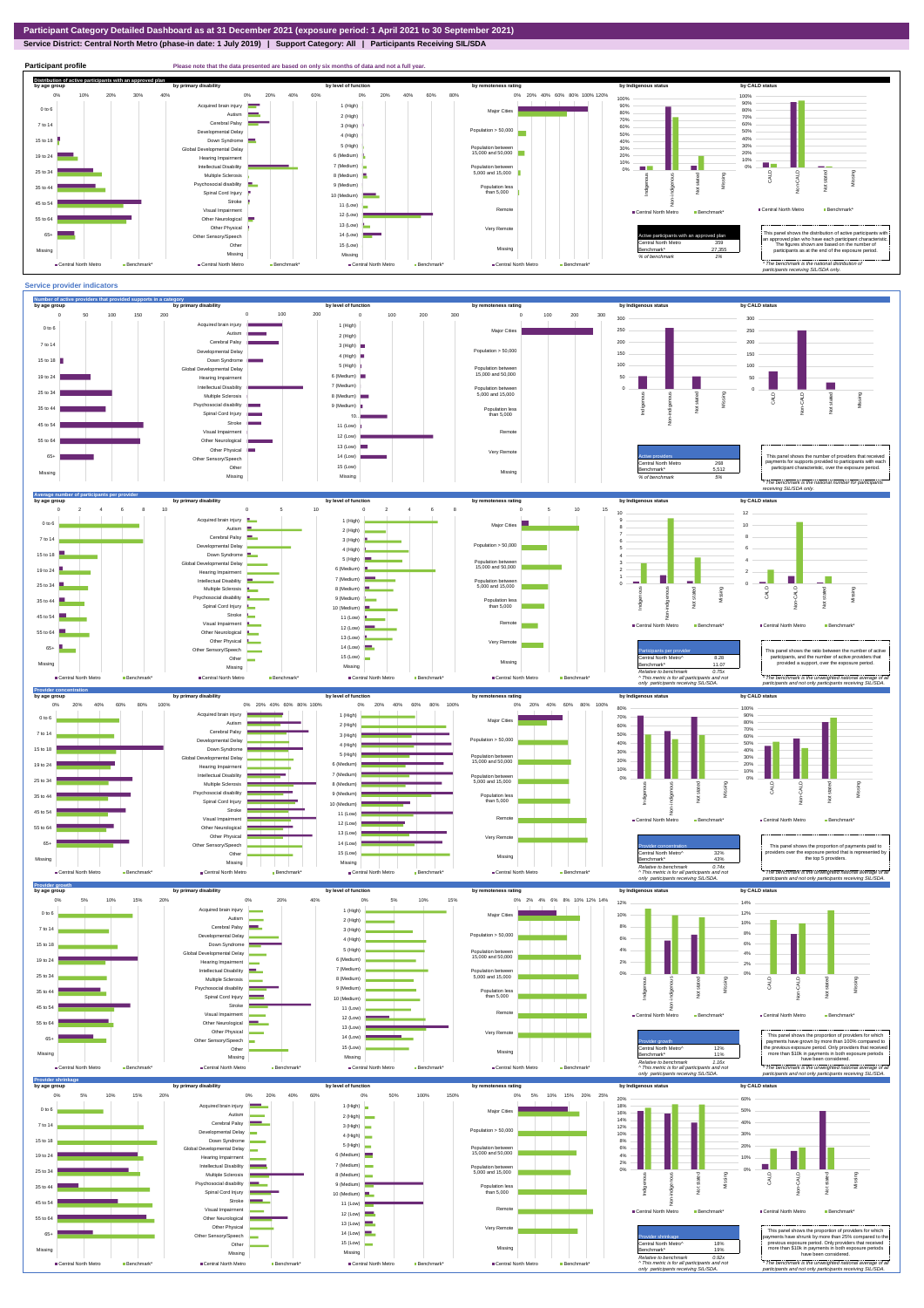# Participant Category Detailed Dashboard as at 31 December 2021 (exposure period: 1 April 2021 to 30 September 2021)

**Service District: Central North Metro (phase-in date: 1 July 2019) | Support Category: All | Participants Receiving SIL/SDA**

## Participant profile

Please note that the data presented are based on only six months of data and not a full year.

### Distribution of active participants with an approved plan

| Active participants with an approved plan | |
|---|---|
| Central North Metro | 359 |
| Benchmark* | 27,355 |
| % of benchmark | 1% |

This panel shows the distribution of active participants with an approved plan who have each participant characteristic. The figures shown are based on the number of participants as at the end of the exposure period.

* The benchmark is the national distribution of participants receiving SIL/SDA only.

## Service provider indicators

### Number of active providers that provided supports in a category

| Active providers | |
|---|---|
| Central North Metro | 268 |
| Benchmark* | 5,512 |
| % of benchmark | 5% |

This panel shows the number of providers that received payments for supports provided to participants with each participant characteristic, over the exposure period.

* The benchmark is the national number for participants receiving SIL/SDA only.

### Average number of participants per provider

| Participants per provider | |
|---|---|
| Central North Metro^ | 8.28 |
| Benchmark* | 11.07 |
| Relative to benchmark | 0.75x |

^ This metric is for all participants and not only participants receiving SIL/SDA.

This panel shows the ratio between the number of active participants and the number of active providers that provided a support, over the exposure period.

* The benchmark is the unweighted national average of all participants and not only participants receiving SIL/SDA.

### Provider concentration

| Provider concentration | |
|---|---|
| Central North Metro^ | 32% |
| Benchmark* | 43% |
| Relative to benchmark | 0.74x |

^ This metric is for all participants and not only participants receiving SIL/SDA.

This panel shows the proportion of payments paid to providers over the exposure period that is represented by the top 5 providers.

* The benchmark is the unweighted national average of all participants and not only participants receiving SIL/SDA.

### Provider growth

| Provider growth | |
|---|---|
| Central North Metro^ | 12% |
| Benchmark* | 11% |
| Relative to benchmark | 1.15x |

^ This metric is for all participants and not only participants receiving SIL/SDA.

This panel shows the proportion of providers for which payments have grown by more than 100% compared to the previous exposure period. Only providers that received more than $10k in payments in both exposure periods have been considered.

* The benchmark is the unweighted national average of all participants and not only participants receiving SIL/SDA.

### Provider shrinkage

| Provider shrinkage | |
|---|---|
| Central North Metro^ | 18% |
| Benchmark* | 19% |
| Relative to benchmark | 0.92x |

^ This metric is for all participants and not only participants receiving SIL/SDA.

This panel shows the proportion of providers for which payments have shrunk by more than 25% compared to the previous exposure period. Only providers that received more than $10k in payments in both exposure periods have been considered.

* The benchmark is the unweighted national average of all participants and not only participants receiving SIL/SDA.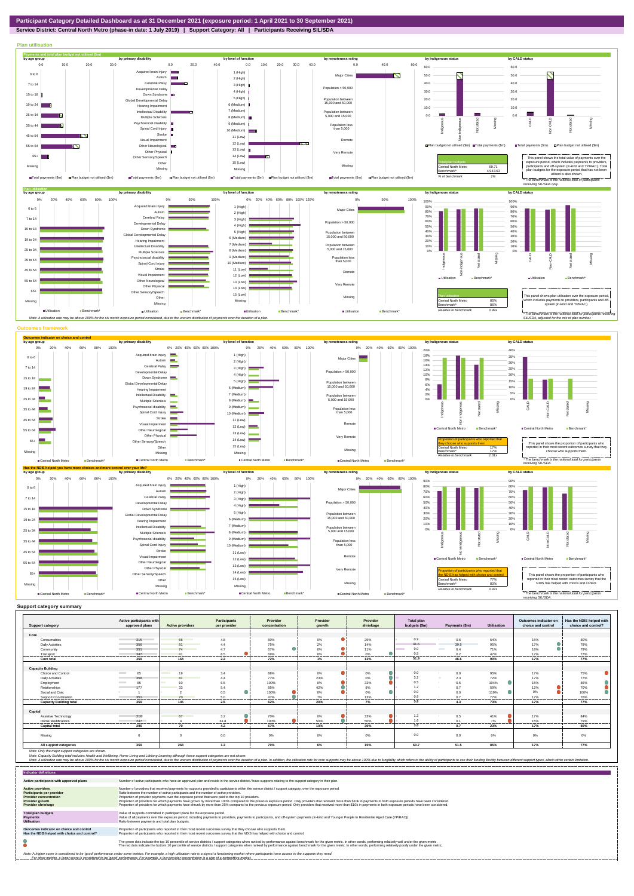# Participant Category Detailed Dashboard as at 31 December 2021 (exposure period: 1 April 2021 to 30 September 2021)

**Service District: Central North Metro (phase-in date: 1 July 2019) | Support Category: All | Participants Receiving SIL/SDA**

## Plan utilisation

### Payments and total plan budget not utilised ($m)

| Total plan budgets | |
|---|---|
| Central North Metro | 60.71 |
| Benchmark* | 4,943.63 |
| % of benchmark | 1% |

This panel shows the total value of payments over the exposure period, which includes payments to providers, participants and off-system (in-kind and YPIRAC). Total plan budgets for the exposure period that has not been utilised is also shown.

*The benchmark is the national total for participants receiving SIL/SDA only.

### Plan utilisation

| Plan utilisation | |
|---|---|
| Central North Metro | 85% |
| Benchmark* | 86% |
| Relative to benchmark | 0.99x |

This panel shows plan utilisation over the exposure period, which includes payments to providers, participants and off-system (in-kind and YPIRAC).

*The benchmark is the national total for participants receiving SIL/SDA, adjusted for the mix of plan number.

Note: A utilisation rate may be above 100% for the six month exposure period considered, due to the uneven distribution of payments over the duration of a plan.

## Outcomes framework

### Outcomes indicator on choice and control

| Proportion of participants who reported that they choose who supports them | |
|---|---|
| Central North Metro | 17% |
| Benchmark* | 17% |
| Relative to benchmark | 1.01x |

This panel shows the proportion of participants who reported in their most recent outcomes survey that they choose who supports them.

*The benchmark is the national total for participants receiving SIL/SDA.

### Has the NDIS helped you have more choices and more control over your life?

| Proportion of participants who reported that the NDIS has helped with choice and control | |
|---|---|
| Central North Metro | 77% |
| Benchmark* | 80% |
| Relative to benchmark | 0.97x |

This panel shows the proportion of participants who reported in their most recent outcomes survey that the NDIS has helped with choice and control.

*The benchmark is the national total for participants receiving SIL/SDA.

## Support category summary

| Support category | Active participants with approved plans | Active providers | Participants per provider | Provider concentration | Provider growth | Provider shrinkage | Total plan budgets ($m) | Payments ($m) | Utilisation | Outcomes indicator on choice and control | Has the NDIS helped with choice and control? |
|---|---|---|---|---|---|---|---|---|---|---|---|
| **Core** | | | | | | | | | | | |
| Consumables | 315 | 66 | 4.8 | 80% | 0% | 25% | 0.9 | 0.6 | 64% | 15% | 80% |
| Daily Activities | 356 | 81 | 4.4 | 75% | 2% | 14% | 41.6 | 39.5 | 95% | 17% | 78% |
| Community | 351 | 74 | 4.7 | 67% | 0% | 11% | 9.0 | 6.4 | 71% | 18% | 79% |
| Transport | 347 | 41 | 8.5 | 69% | 0% | 0% | 0.5 | 0.2 | 47% | 17% | 77% |
| **Core total** | **359** | **164** | **2.2** | **72%** | **1%** | **13%** | **51.9** | **46.6** | **90%** | **17%** | **77%** |
| **Capacity Building** | | | | | | | | | | | |
| Choice and Control | 65 | 19 | 3.4 | 88% | 0% | 0% | 0.0 | 0.0 | 95% | 17% | 75% |
| Daily Activities | 358 | 81 | 4.4 | 77% | 23% | 0% | 3.2 | 2.3 | 72% | 17% | 77% |
| Employment | 65 | 10 | 6.5 | 100% | 0% | 33% | 0.5 | 0.5 | 104% | 15% | 86% |
| Relationships | 177 | 33 | 5.4 | 85% | 42% | 8% | 1.2 | 0.7 | 59% | 13% | 70% |
| Social and Civic | 1 | 2 | 0.5 | 100% | 0% | 0% | 0.0 | 0.0 | 119% | 0% | 100% |
| Support Coordination | 351 | 70 | 5.0 | 47% | 7% | 13% | 0.9 | 0.7 | 77% | 17% | 76% |
| **Capacity Building total** | **359** | **145** | **2.5** | **62%** | **20%** | **7%** | **5.8** | **4.3** | **73%** | **17%** | **77%** |
| **Capital** | | | | | | | | | | | |
| Assistive Technology | 216 | 67 | 3.2 | 70% | 0% | 33% | 1.3 | 0.5 | 41% | 17% | 84% |
| Home Modifications | 247 | 4 | 61.8 | 100% | 50% | 50% | 1.6 | 0.1 | 7% | 15% | 79% |
| **Capital total** | **296** | **70** | **4.2** | **67%** | **10%** | **30%** | **3.0** | **0.7** | **23%** | **17%** | **80%** |
| Missing | 0 | 0 | 0.0 | 0% | 0% | 0% | 0.0 | 0.0 | 0% | 0% | 0% |
| **All support categories** | **359** | **268** | **1.3** | **70%** | **6%** | **15%** | **60.7** | **51.5** | **85%** | **17%** | **77%** |

Note: Only the major support categories are shown.
Note: Capacity Building total includes Health and Wellbeing, Home Living and Lifelong Learning although these support categories are not shown.
Note: A utilisation rate may be above 100% for the six month exposure period considered, due to the uneven distribution of payments over the duration of a plan. In addition, the utilisation rate for core supports may be above 100% due to fungibility which refers to the ability of participants to use their funding flexibly between different support types, albeit within certain limitation.

## Indicator definitions

| | |
|---|---|
| **Active participants with approved plans** | Number of active participants who have an approved plan and reside in the service district / have supports relating to the support category in their plan. |
| **Active providers** | Number of providers that received payments for supports provided to participants within the service district / support category, over the exposure period. |
| **Participants per provider** | Ratio between the number of active participants and the number of active providers. |
| **Provider concentration** | Proportion of provider payments over the exposure period that were paid to the top 10 providers. |
| **Provider growth** | Proportion of providers for which payments have grown by more than 100% compared to the previous exposure period. Only providers that received more than $10k in payments in both exposure periods have been considered. |
| **Provider shrinkage** | Proportion of providers for which payments have shrunk by more than 25% compared to the previous exposure period. Only providers that received more than $10k in payments in both exposure periods have been considered. |
| **Total plan budgets** | Value of supports committed in participant plans for the exposure period. |
| **Payments** | Value of all payments over the exposure period, including payments to providers, payments to participants, and off-system payments (in-kind and Younger People In Residential Aged Care (YPIRAC)). |
| **Utilisation** | Ratio between payments and total plan budgets. |
| **Outcomes indicator on choice and control** | Proportion of participants who reported in their most recent outcomes survey that they choose who supports them. |
| **Has the NDIS helped with choice and control?** | Proportion of participants who reported in their most recent outcomes survey that the NDIS has helped with choice and control. |

The green dots indicate the top 10 percentile of service districts / support categories when ranked by performance against benchmark for the given metric. In other words, performing relatively well under the given metric.
The red dots indicate the bottom 10 percentile of service districts / support categories when ranked by performance against benchmark for the given metric. In other words, performing relatively poorly under the given metric.

Note: A higher score is considered to be 'good' performance under some metrics. For example, a high utilisation rate is a sign of a functioning market where participants have access to the supports they need.
For other metrics, a lower score is considered to be 'good' performance. For example, a low provider concentration is a sign of a competitive market.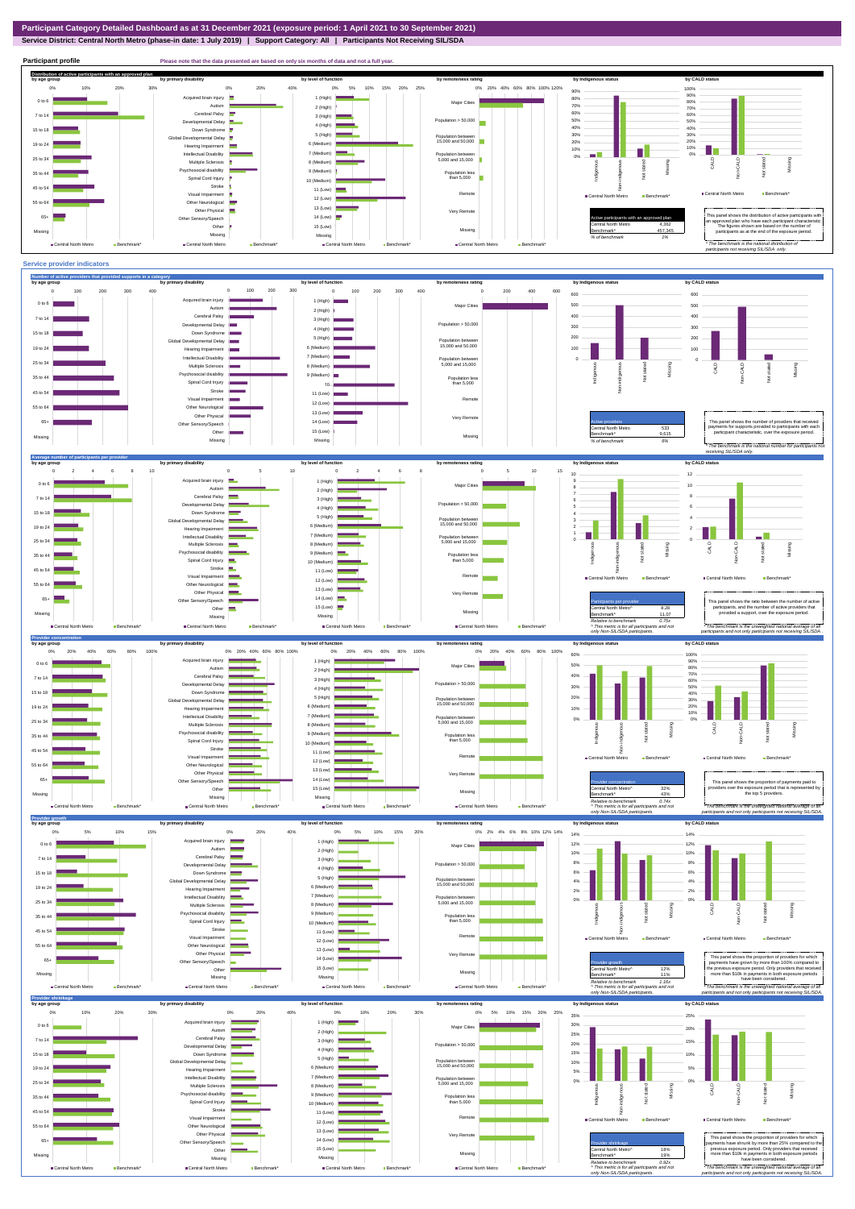# Participant Category Detailed Dashboard as at 31 December 2021 (exposure period: 1 April 2021 to 30 September 2021)

**Service District: Central North Metro (phase-in date: 1 July 2019) | Support Category: All | Participants Not Receiving SIL/SDA**

## Participant profile

Please note that the data presented are based on only six months of data and not a full year.

### Distribution of active participants with an approved plan

by age group | by primary disability | by level of function | by remoteness rating | by Indigenous status | by CALD status

| Active participants with an approved plan | |
|---|---|
| Central North Metro | 4,362 |
| Benchmark* | 457,345 |
| % of benchmark | 1% |

This panel shows the distribution of active participants with an approved plan who have each participant characteristic. The figures shown are based on the number of participants as at the end of the exposure period.

* The benchmark is the national distribution of participants not receiving SIL/SDA only.

## Service provider indicators

### Number of active providers that provided supports in a category

by age group | by primary disability | by level of function | by remoteness rating | by Indigenous status | by CALD status

| Active providers | |
|---|---|
| Central North Metro | 533 |
| Benchmark* | 9,615 |
| % of benchmark | 6% |

This panel shows the number of providers that received payments for supports provided to participants with each participant characteristic, over the exposure period.

* The benchmark is the national number for participants not receiving SIL/SDA only.

### Average number of participants per provider

by age group | by primary disability | by level of function | by remoteness rating | by Indigenous status | by CALD status

| Participants per provider | |
|---|---|
| Central North Metro^ | 8.28 |
| Benchmark* | 11.07 |
| Relative to benchmark | 0.75x |

^ This metric is for all participants and not only Non-SIL/SDA participants.

This panel shows the ratio between the number of active participants and the number of active providers that provided a support, over the exposure period.

* The benchmark is the unweighted national average of all participants and not only participants not receiving SIL/SDA.

### Provider concentration

by age group | by primary disability | by level of function | by remoteness rating | by Indigenous status | by CALD status

| Provider concentration | |
|---|---|
| Central North Metro^ | 32% |
| Benchmark* | 43% |
| Relative to benchmark | 0.74x |

^ This metric is for all participants and not only Non-SIL/SDA participants.

This panel shows the proportion of payments paid to providers over the exposure period that is represented by the top 5 providers.

* The benchmark is the unweighted national average of all participants and not only participants not receiving SIL/SDA.

### Provider growth

by age group | by primary disability | by level of function | by remoteness rating | by Indigenous status | by CALD status

| Provider growth | |
|---|---|
| Central North Metro^ | 12% |
| Benchmark* | 11% |
| Relative to benchmark | 1.16x |

^ This metric is for all participants and not only Non-SIL/SDA participants.

This panel shows the proportion of providers for which payments have grown by more than 100% compared to the previous exposure period. Only providers that received more than $10k in payments in both exposure periods have been considered.

* The benchmark is the unweighted national average of all participants and not only participants not receiving SIL/SDA.

### Provider shrinkage

by age group | by primary disability | by level of function | by remoteness rating | by Indigenous status | by CALD status

| Provider shrinkage | |
|---|---|
| Central North Metro^ | 18% |
| Benchmark* | 19% |
| Relative to benchmark | 0.92x |

^ This metric is for all participants and not only Non-SIL/SDA participants.

This panel shows the proportion of providers for which payments have shrunk by more than 25% compared to the previous exposure period. Only providers that received more than $10k in payments in both exposure periods have been considered.

* The benchmark is the unweighted national average of all participants and not only participants not receiving SIL/SDA.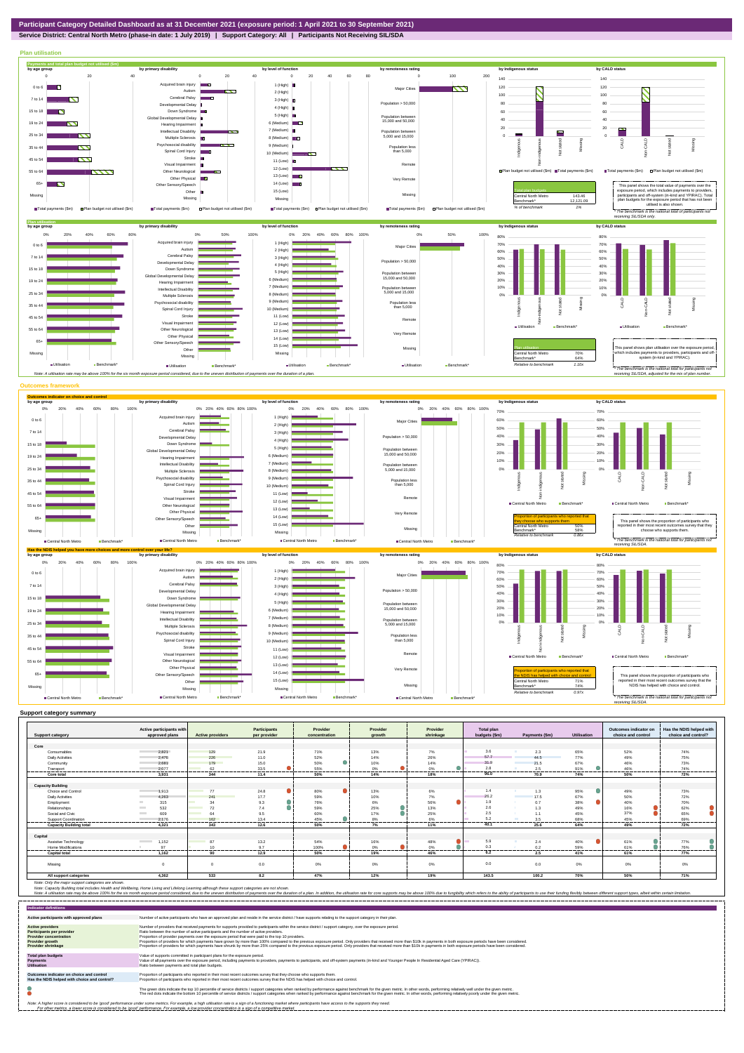# Participant Category Detailed Dashboard as at 31 December 2021 (exposure period: 1 April 2021 to 30 September 2021)

**Service District: Central North Metro (phase-in date: 1 July 2019) | Support Category: All | Participants Not Receiving SIL/SDA**

## Plan utilisation

Payments and total plan budget not utilised ($m)

by age group: 0 to 6, 7 to 14, 15 to 18, 19 to 24, 25 to 34, 35 to 44, 45 to 54, 55 to 64, 65+, Missing

by primary disability: Acquired brain injury, Autism, Cerebral Palsy, Developmental Delay, Down Syndrome, Global Developmental Delay, Hearing Impairment, Intellectual Disability, Multiple Sclerosis, Psychosocial disability, Spinal Cord Injury, Stroke, Visual Impairment, Other Neurological, Other Physical, Other Sensory/Speech, Other, Missing

by level of function: 1 (High) to 15 (Low), Missing

by remoteness rating: Major Cities, Population > 50,000, Population between 15,000 and 50,000, Population between 5,000 and 15,000, Population less than 5,000, Remote, Very Remote, Missing

by Indigenous status: Indigenous, Non-indigenous, Not stated, Missing

by CALD status: CALD, Non-CALD, Not stated, Missing

Total payments ($m) / Plan budget not utilised ($m)

| Total plan budgets | |
|---|---|
| Central North Metro | 143.46 |
| Benchmark* | 12,121.09 |
| % of benchmark | 1% |

This panel shows the total value of payments over the exposure period, which includes payments to providers, participants and off-system (in-kind and YPIRAC). Total plan budgets for the exposure period that has not been utilised is also shown.

*The benchmark is the national total for participants not receiving SIL/SDA only.

Plan utilisation

Utilisation / Benchmark*

| Plan utilisation | |
|---|---|
| Central North Metro | 70% |
| Benchmark* | 64% |
| Relative to benchmark | 1.10x |

This panel shows plan utilisation over the exposure period, which includes payments to providers, participants and off-system (in-kind and YPIRAC).

*The benchmark is the national total for participants not receiving SIL/SDA, adjusted for the mix of plan number.

Note: A utilisation rate may be above 100% for the six month exposure period considered, due to the uneven distribution of payments over the duration of a plan.

## Outcomes framework

Outcomes indicator on choice and control

Central North Metro / Benchmark*

| Proportion of participants who reported that they choose who supports them | |
|---|---|
| Central North Metro | 50% |
| Benchmark* | 59% |
| Relative to benchmark | 0.86x |

This panel shows the proportion of participants who reported in their most recent outcomes survey that they choose who supports them.

*The benchmark is the national total for participants not receiving SIL/SDA.

Has the NDIS helped you have more choices and more control over your life?

| Proportion of participants who reported that the NDIS has helped with choice and control | |
|---|---|
| Central North Metro | 71% |
| Benchmark* | 74% |
| Relative to benchmark | 0.97x |

This panel shows the proportion of participants who reported in their most recent outcomes survey that the NDIS has helped with choice and control.

*The benchmark is the national total for participants not receiving SIL/SDA.

## Support category summary

| Support category | Active participants with approved plans | Active providers | Participants per provider | Provider concentration | Provider growth | Provider shrinkage | Total plan budgets ($m) | Payments ($m) | Utilisation | Outcomes indicator on choice and control | Has the NDIS helped with choice and control? |
|---|---|---|---|---|---|---|---|---|---|---|---|
| **Core** | | | | | | | | | | | |
| Consumables | 2,821 | 129 | 21.9 | 71% | 13% | 7% | 3.6 | 2.3 | 65% | 52% | 74% |
| Daily Activities | 2,476 | 226 | 11.0 | 52% | 14% | 26% | 57.7 | 44.5 | 77% | 49% | 75% |
| Community | 2,681 | 179 | 15.0 | 50% | 10% | 14% | 31.9 | 21.5 | 67% | 46% | 73% |
| Transport | 2,077 | 62 | 33.5 | 55% | 0% | 0% | 2.8 | 2.5 | 91% | 46% | 74% |
| **Core total** | **3,931** | **344** | **11.4** | **50%** | **14%** | **18%** | **96.0** | **70.9** | **74%** | **50%** | **72%** |
| **Capacity Building** | | | | | | | | | | | |
| Choice and Control | 3,913 | 77 | 24.8 | 80% | 13% | 6% | 1.4 | 1.3 | 95% | 49% | 73% |
| Daily Activities | 4,263 | 241 | 17.7 | 59% | 10% | 7% | 26.2 | 17.5 | 67% | 50% | 72% |
| Employment | 315 | 34 | 9.3 | 76% | 6% | 56% | 1.9 | 0.7 | 38% | 40% | 70% |
| Relationships | 532 | 72 | 7.4 | 59% | 25% | 13% | 2.6 | 1.3 | 49% | 16% | 62% |
| Social and Civic | 609 | 64 | 9.5 | 60% | 17% | 25% | 2.5 | 1.1 | 45% | 37% | 65% |
| Support Coordination | 2,176 | 162 | 13.4 | 45% | 8% | 6% | 5.2 | 3.5 | 68% | 45% | 69% |
| **Capacity Building total** | **4,321** | **343** | **12.6** | **50%** | **7%** | **11%** | **40.1** | **25.6** | **64%** | **49%** | **72%** |
| **Capital** | | | | | | | | | | | |
| Assistive Technology | 1,152 | 87 | 13.2 | 54% | 16% | 48% | 5.9 | 2.4 | 40% | 61% | 77% |
| Home Modifications | 97 | 10 | 9.7 | 100% | 0% | 0% | 0.3 | 0.2 | 59% | 61% | 76% |
| **Capital total** | **1,162** | **90** | **12.9** | **50%** | **19%** | **46%** | **6.2** | **2.5** | **41%** | **61%** | **77%** |
| Missing | 0 | 0 | 0.0 | 0% | 0% | 0% | 0.0 | 0.0 | 0% | 0% | 0% |
| **All support categories** | **4,362** | **533** | **8.2** | **47%** | **12%** | **19%** | **143.5** | **100.2** | **70%** | **50%** | **71%** |

Note: Only the major support categories are shown.

Note: Capacity Building total includes Health and Wellbeing, Home Living and Lifelong Learning although these support categories are not shown.

Note: A utilisation rate may be above 100% for the six month exposure period considered, due to the uneven distribution of payments over the duration of a plan. In addition, the utilisation rate for core supports may be above 100% due to fungibility which refers to the ability of participants to use their funding flexibly between different support types, albeit within certain limitation.

## Indicator definitions

| | |
|---|---|
| **Active participants with approved plans** | Number of active participants who have an approved plan and reside in the service district / have supports relating to the support category in their plan. |
| **Active providers** | Number of providers that received payments for supports provided to participants within the service district / support category, over the exposure period. |
| **Participants per provider** | Ratio between the number of active participants and the number of active providers. |
| **Provider concentration** | Proportion of provider payments over the exposure period that were paid to the top 10 providers. |
| **Provider growth** | Proportion of providers for which payments have grown by more than 100% compared to the previous exposure period. Only providers that received more than $10k in payments in both exposure periods have been considered. |
| **Provider shrinkage** | Proportion of providers for which payments have shrunk by more than 25% compared to the previous exposure period. Only providers that received more than $10k in payments in both exposure periods have been considered. |
| **Total plan budgets** | Value of supports committed in participant plans for the exposure period. |
| **Payments** | Value of all payments over the exposure period, including payments to providers, payments to participants, and off-system payments (in-kind and Younger People In Residential Aged Care (YPIRAC)). |
| **Utilisation** | Ratio between payments and total plan budgets. |
| **Outcomes indicator on choice and control** | Proportion of participants who reported in their most recent outcomes survey that they choose who supports them. |
| **Has the NDIS helped you with choice and control?** | Proportion of participants who reported in their most recent outcomes survey that the NDIS has helped with choice and control. |

The green dots indicate the top 10 percentile of service districts / support categories when ranked by performance against benchmark for the given metric. In other words, performing relatively well under the given metric.

The red dots indicate the bottom 10 percentile of service districts / support categories when ranked by performance against benchmark for the given metric. In other words, performing relatively poorly under the given metric.

Note: A higher score is considered to be 'good' performance under some metrics. For example, a high utilisation rate is a sign of a functioning market where participants have access to the supports they need. For other metrics, a lower score is considered to be 'good' performance. For example, a low provider concentration is a sign of a competitive market.